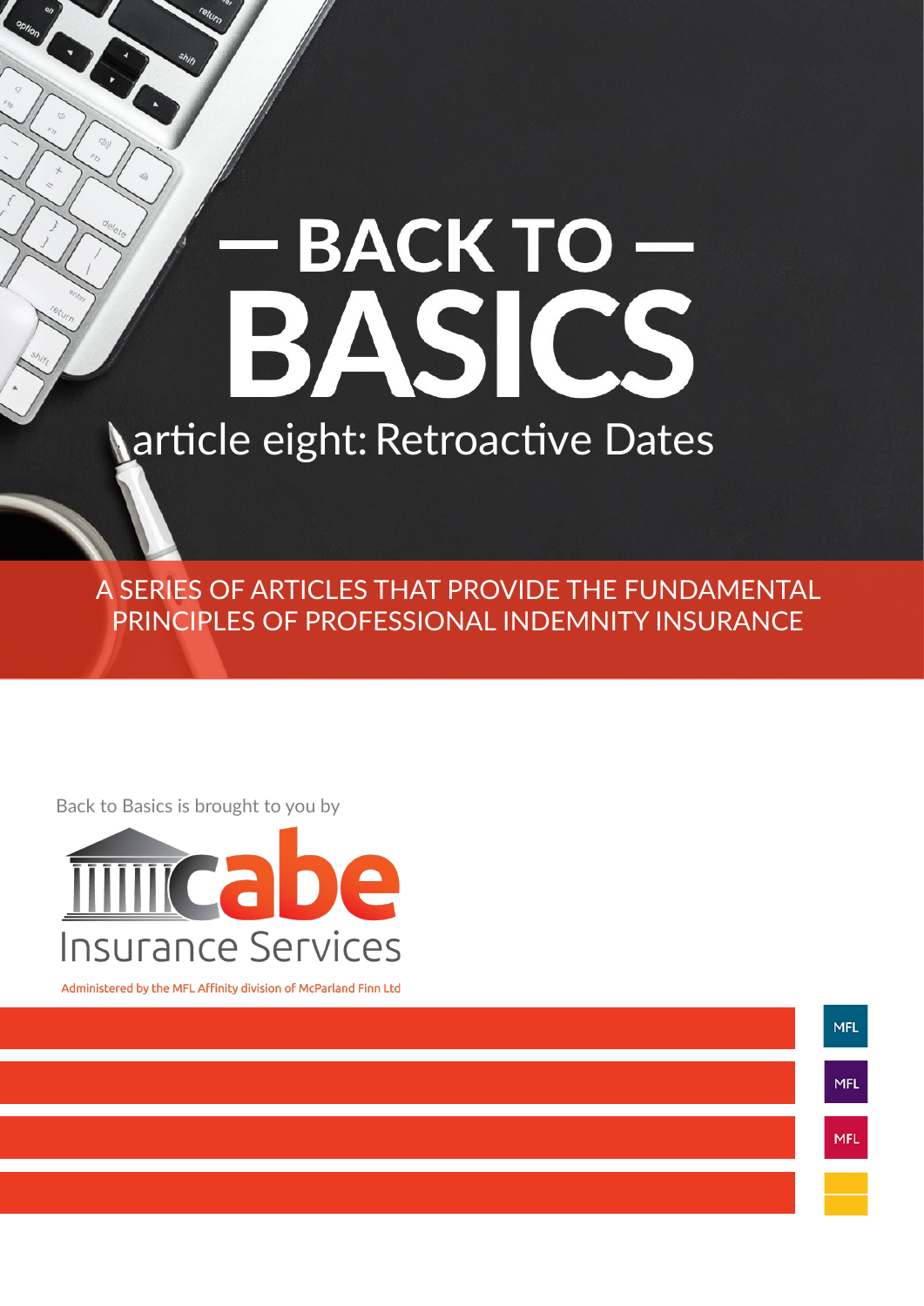# — BACK TO — BASICS

## article eight: Retroactive Dates

A SERIES OF ARTICLES THAT PROVIDE THE FUNDAMENTAL PRINCIPLES OF PROFESSIONAL INDEMNITY INSURANCE

Back to Basics is brought to you by

cabe Insurance Services

Administered by the MFL Affinity division of McParland Finn Ltd

MFL

MFL

MFL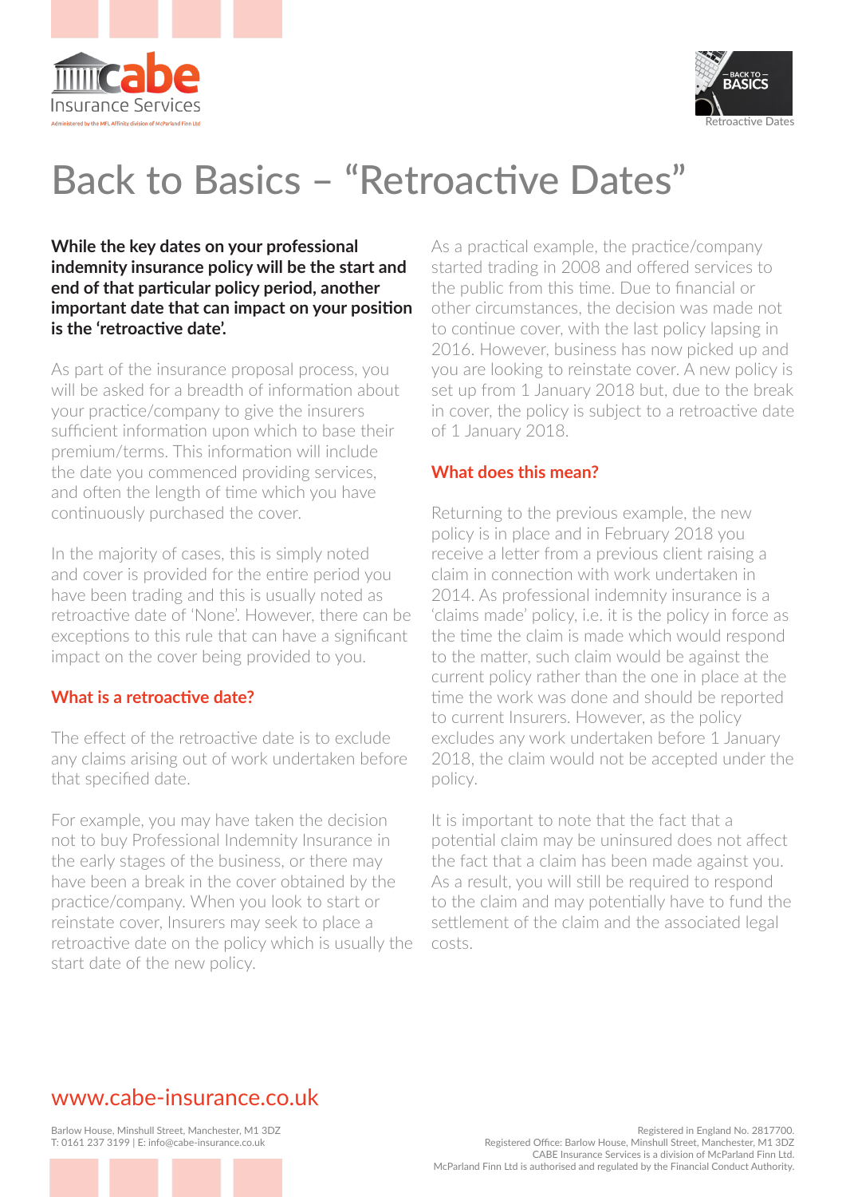# Back to Basics – "Retroactive Dates"

**While the key dates on your professional indemnity insurance policy will be the start and end of that particular policy period, another important date that can impact on your position is the 'retroactive date'.**

As part of the insurance proposal process, you will be asked for a breadth of information about your practice/company to give the insurers sufficient information upon which to base their premium/terms. This information will include the date you commenced providing services, and often the length of time which you have continuously purchased the cover.

In the majority of cases, this is simply noted and cover is provided for the entire period you have been trading and this is usually noted as retroactive date of 'None'. However, there can be exceptions to this rule that can have a significant impact on the cover being provided to you.

## What is a retroactive date?

The effect of the retroactive date is to exclude any claims arising out of work undertaken before that specified date.

For example, you may have taken the decision not to buy Professional Indemnity Insurance in the early stages of the business, or there may have been a break in the cover obtained by the practice/company. When you look to start or reinstate cover, Insurers may seek to place a retroactive date on the policy which is usually the start date of the new policy.

As a practical example, the practice/company started trading in 2008 and offered services to the public from this time. Due to financial or other circumstances, the decision was made not to continue cover, with the last policy lapsing in 2016. However, business has now picked up and you are looking to reinstate cover. A new policy is set up from 1 January 2018 but, due to the break in cover, the policy is subject to a retroactive date of 1 January 2018.

## What does this mean?

Returning to the previous example, the new policy is in place and in February 2018 you receive a letter from a previous client raising a claim in connection with work undertaken in 2014. As professional indemnity insurance is a 'claims made' policy, i.e. it is the policy in force as the time the claim is made which would respond to the matter, such claim would be against the current policy rather than the one in place at the time the work was done and should be reported to current Insurers. However, as the policy excludes any work undertaken before 1 January 2018, the claim would not be accepted under the policy.

It is important to note that the fact that a potential claim may be uninsured does not affect the fact that a claim has been made against you. As a result, you will still be required to respond to the claim and may potentially have to fund the settlement of the claim and the associated legal costs.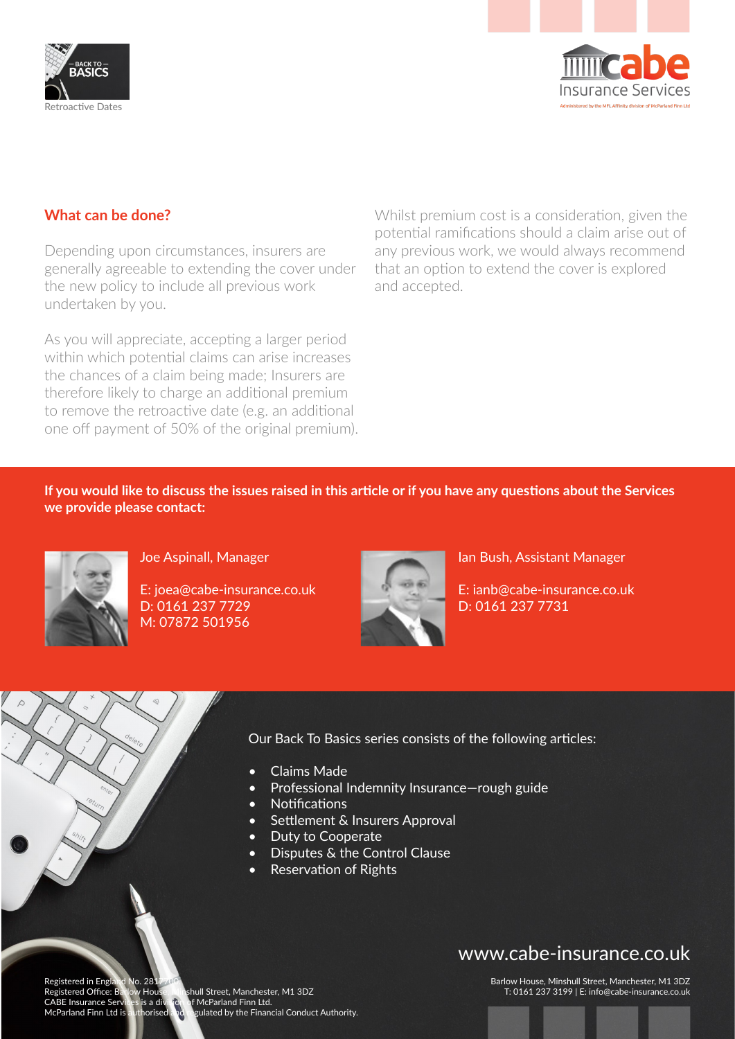## What can be done?

Depending upon circumstances, insurers are generally agreeable to extending the cover under the new policy to include all previous work undertaken by you.

As you will appreciate, accepting a larger period within which potential claims can arise increases the chances of a claim being made; Insurers are therefore likely to charge an additional premium to remove the retroactive date (e.g. an additional one off payment of 50% of the original premium).

Whilst premium cost is a consideration, given the potential ramifications should a claim arise out of any previous work, we would always recommend that an option to extend the cover is explored and accepted.

**If you would like to discuss the issues raised in this article or if you have any questions about the Services we provide please contact:**

Joe Aspinall, Manager

E: joea@cabe-insurance.co.uk
D: 0161 237 7729
M: 07872 501956

Ian Bush, Assistant Manager

E: ianb@cabe-insurance.co.uk
D: 0161 237 7731

Our Back To Basics series consists of the following articles:

- Claims Made
- Professional Indemnity Insurance—rough guide
- Notifications
- Settlement & Insurers Approval
- Duty to Cooperate
- Disputes & the Control Clause
- Reservation of Rights

www.cabe-insurance.co.uk

Registered in England No. 2817700
Registered Office: Barlow House, Minshull Street, Manchester, M1 3DZ
CABE Insurance Services is a division of McParland Finn Ltd.
McParland Finn Ltd is authorised and regulated by the Financial Conduct Authority.

Barlow House, Minshull Street, Manchester, M1 3DZ
T: 0161 237 3199 | E: info@cabe-insurance.co.uk